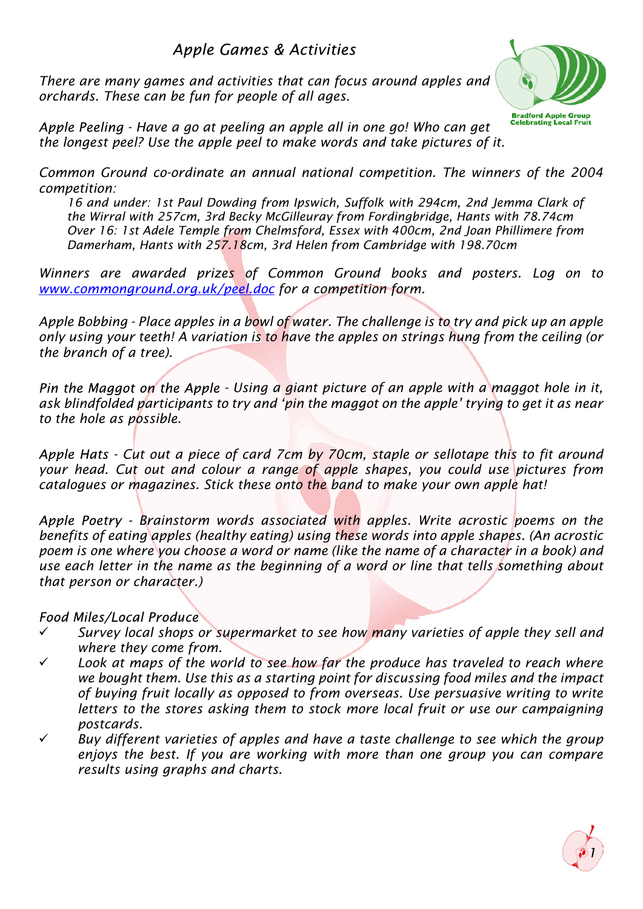# *Apple Games & Activities*

*There are many games and activities that can focus around apples and orchards. These can be fun for people of all ages.*

Bradford Apple Group
Celebrating Local Fruit

*Apple Peeling - Have a go at peeling an apple all in one go! Who can get the longest peel? Use the apple peel to make words and take pictures of it.*

*Common Ground co-ordinate an annual national competition. The winners of the 2004 competition:*

> *16 and under: 1st Paul Dowding from Ipswich, Suffolk with 294cm, 2nd Jemma Clark of the Wirral with 257cm, 3rd Becky McGilleuray from Fordingbridge, Hants with 78.74cm*
> *Over 16: 1st Adele Temple from Chelmsford, Essex with 400cm, 2nd Joan Phillimere from Damerham, Hants with 257.18cm, 3rd Helen from Cambridge with 198.70cm*

*Winners are awarded prizes of Common Ground books and posters. Log on to [www.commonground.org.uk/peel.doc](www.commonground.org.uk/peel.doc) for a competition form.*

*Apple Bobbing - Place apples in a bowl of water. The challenge is to try and pick up an apple only using your teeth! A variation is to have the apples on strings hung from the ceiling (or the branch of a tree).*

*Pin the Maggot on the Apple - Using a giant picture of an apple with a maggot hole in it, ask blindfolded participants to try and 'pin the maggot on the apple' trying to get it as near to the hole as possible.*

*Apple Hats - Cut out a piece of card 7cm by 70cm, staple or sellotape this to fit around your head. Cut out and colour a range of apple shapes, you could use pictures from catalogues or magazines. Stick these onto the band to make your own apple hat!*

*Apple Poetry - Brainstorm words associated with apples. Write acrostic poems on the benefits of eating apples (healthy eating) using these words into apple shapes. (An acrostic poem is one where you choose a word or name (like the name of a character in a book) and use each letter in the name as the beginning of a word or line that tells something about that person or character.)*

*Food Miles/Local Produce*

- ✓ *Survey local shops or supermarket to see how many varieties of apple they sell and where they come from.*
- ✓ *Look at maps of the world to see how far the produce has traveled to reach where we bought them. Use this as a starting point for discussing food miles and the impact of buying fruit locally as opposed to from overseas. Use persuasive writing to write letters to the stores asking them to stock more local fruit or use our campaigning postcards.*
- ✓ *Buy different varieties of apples and have a taste challenge to see which the group enjoys the best. If you are working with more than one group you can compare results using graphs and charts.*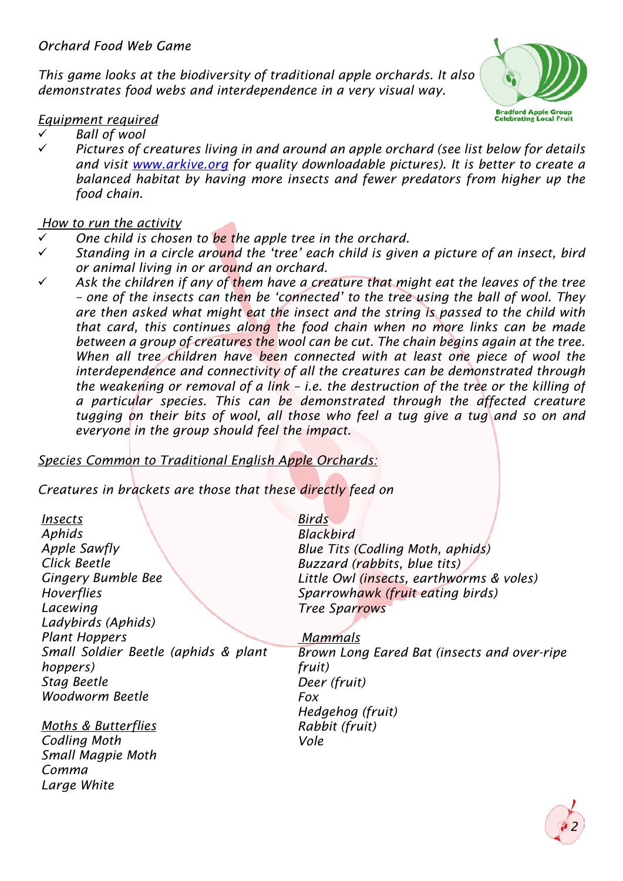*Orchard Food Web Game*

*This game looks at the biodiversity of traditional apple orchards. It also demonstrates food webs and interdependence in a very visual way.*

Bradford Apple Group
Celebrating Local Fruit

### *Equipment required*

- ✓ *Ball of wool*
- ✓ *Pictures of creatures living in and around an apple orchard (see list below for details and visit [www.arkive.org](http://www.arkive.org) for quality downloadable pictures). It is better to create a balanced habitat by having more insects and fewer predators from higher up the food chain.*

### *How to run the activity*

- ✓ *One child is chosen to be the apple tree in the orchard.*
- ✓ *Standing in a circle around the 'tree' each child is given a picture of an insect, bird or animal living in or around an orchard.*
- ✓ *Ask the children if any of them have a creature that might eat the leaves of the tree – one of the insects can then be 'connected' to the tree using the ball of wool. They are then asked what might eat the insect and the string is passed to the child with that card, this continues along the food chain when no more links can be made between a group of creatures the wool can be cut. The chain begins again at the tree. When all tree children have been connected with at least one piece of wool the interdependence and connectivity of all the creatures can be demonstrated through the weakening or removal of a link – i.e. the destruction of the tree or the killing of a particular species. This can be demonstrated through the affected creature tugging on their bits of wool, all those who feel a tug give a tug and so on and everyone in the group should feel the impact.*

### *Species Common to Traditional English Apple Orchards:*

*Creatures in brackets are those that these directly feed on*

*Insects*
*Aphids*
*Apple Sawfly*
*Click Beetle*
*Gingery Bumble Bee*
*Hoverflies*
*Lacewing*
*Ladybirds (Aphids)*
*Plant Hoppers*
*Small Soldier Beetle (aphids & plant hoppers)*
*Stag Beetle*
*Woodworm Beetle*

*Moths & Butterflies*
*Codling Moth*
*Small Magpie Moth*
*Comma*
*Large White*

*Birds*
*Blackbird*
*Blue Tits (Codling Moth, aphids)*
*Buzzard (rabbits, blue tits)*
*Little Owl (insects, earthworms & voles)*
*Sparrowhawk (fruit eating birds)*
*Tree Sparrows*

*Mammals*
*Brown Long Eared Bat (insects and over-ripe fruit)*
*Deer (fruit)*
*Fox*
*Hedgehog (fruit)*
*Rabbit (fruit)*
*Vole*